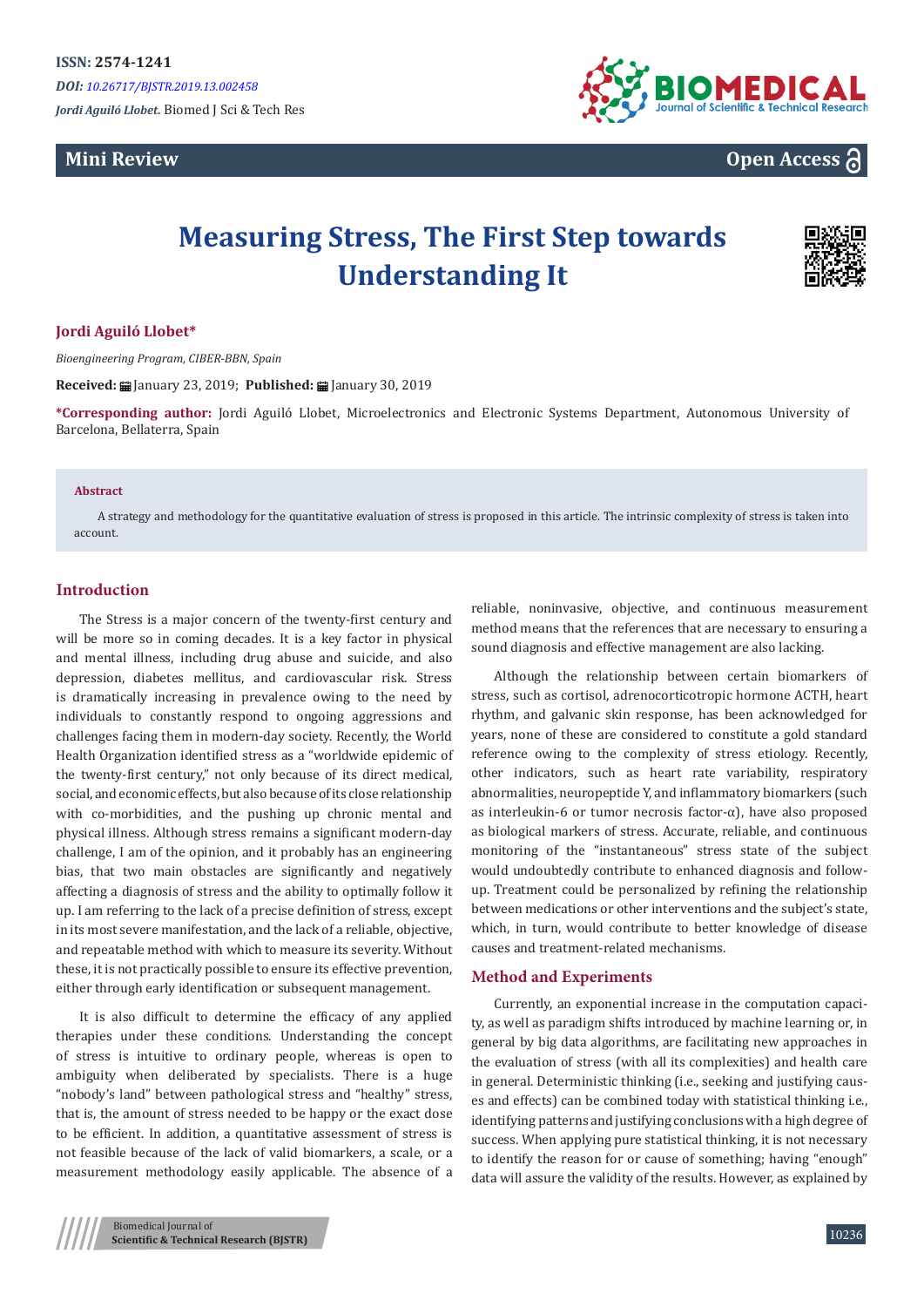ISSN: 2574-1241

*DOI: 10.26717/BJSTR.2019.13.002458*

*Jordi Aguiló Llobet.* Biomed J Sci & Tech Res

**Mini Review**

**Open Access**

# Measuring Stress, The First Step towards Understanding It

**Jordi Aguiló Llobet***

*Bioengineering Program, CIBER-BBN, Spain*

**Received:** January 23, 2019; **Published:** January 30, 2019

***Corresponding author:** Jordi Aguiló Llobet, Microelectronics and Electronic Systems Department, Autonomous University of Barcelona, Bellaterra, Spain

**Abstract**

A strategy and methodology for the quantitative evaluation of stress is proposed in this article. The intrinsic complexity of stress is taken into account.

## Introduction

The Stress is a major concern of the twenty-first century and will be more so in coming decades. It is a key factor in physical and mental illness, including drug abuse and suicide, and also depression, diabetes mellitus, and cardiovascular risk. Stress is dramatically increasing in prevalence owing to the need by individuals to constantly respond to ongoing aggressions and challenges facing them in modern-day society. Recently, the World Health Organization identified stress as a "worldwide epidemic of the twenty-first century," not only because of its direct medical, social, and economic effects, but also because of its close relationship with co-morbidities, and the pushing up chronic mental and physical illness. Although stress remains a significant modern-day challenge, I am of the opinion, and it probably has an engineering bias, that two main obstacles are significantly and negatively affecting a diagnosis of stress and the ability to optimally follow it up. I am referring to the lack of a precise definition of stress, except in its most severe manifestation, and the lack of a reliable, objective, and repeatable method with which to measure its severity. Without these, it is not practically possible to ensure its effective prevention, either through early identification or subsequent management.

It is also difficult to determine the efficacy of any applied therapies under these conditions. Understanding the concept of stress is intuitive to ordinary people, whereas is open to ambiguity when deliberated by specialists. There is a huge "nobody's land" between pathological stress and "healthy" stress, that is, the amount of stress needed to be happy or the exact dose to be efficient. In addition, a quantitative assessment of stress is not feasible because of the lack of valid biomarkers, a scale, or a measurement methodology easily applicable. The absence of a reliable, noninvasive, objective, and continuous measurement method means that the references that are necessary to ensuring a sound diagnosis and effective management are also lacking.

Although the relationship between certain biomarkers of stress, such as cortisol, adrenocorticotropic hormone ACTH, heart rhythm, and galvanic skin response, has been acknowledged for years, none of these are considered to constitute a gold standard reference owing to the complexity of stress etiology. Recently, other indicators, such as heart rate variability, respiratory abnormalities, neuropeptide Y, and inflammatory biomarkers (such as interleukin-6 or tumor necrosis factor-α), have also proposed as biological markers of stress. Accurate, reliable, and continuous monitoring of the "instantaneous" stress state of the subject would undoubtedly contribute to enhanced diagnosis and follow-up. Treatment could be personalized by refining the relationship between medications or other interventions and the subject's state, which, in turn, would contribute to better knowledge of disease causes and treatment-related mechanisms.

## Method and Experiments

Currently, an exponential increase in the computation capacity, as well as paradigm shifts introduced by machine learning or, in general by big data algorithms, are facilitating new approaches in the evaluation of stress (with all its complexities) and health care in general. Deterministic thinking (i.e., seeking and justifying causes and effects) can be combined today with statistical thinking i.e., identifying patterns and justifying conclusions with a high degree of success. When applying pure statistical thinking, it is not necessary to identify the reason for or cause of something; having "enough" data will assure the validity of the results. However, as explained by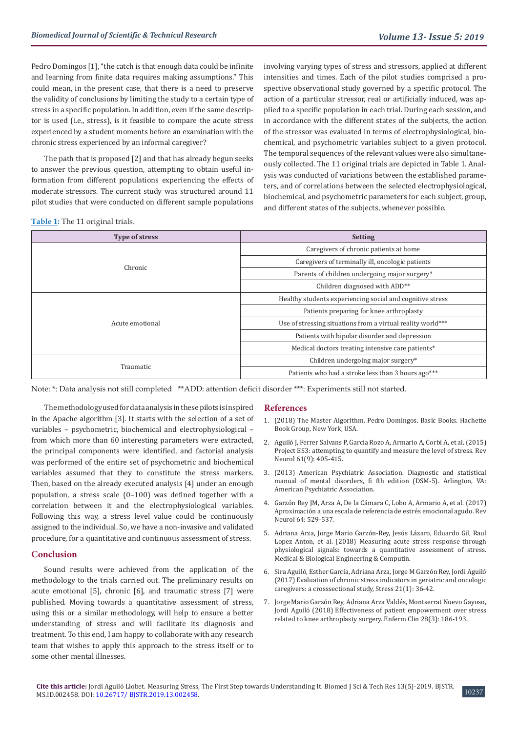Pedro Domingos [1], "the catch is that enough data could be infinite and learning from finite data requires making assumptions." This could mean, in the present case, that there is a need to preserve the validity of conclusions by limiting the study to a certain type of stress in a specific population. In addition, even if the same descriptor is used (i.e., stress), is it feasible to compare the acute stress experienced by a student moments before an examination with the chronic stress experienced by an informal caregiver?

The path that is proposed [2] and that has already begun seeks to answer the previous question, attempting to obtain useful information from different populations experiencing the effects of moderate stressors. The current study was structured around 11 pilot studies that were conducted on different sample populations involving varying types of stress and stressors, applied at different intensities and times. Each of the pilot studies comprised a prospective observational study governed by a specific protocol. The action of a particular stressor, real or artificially induced, was applied to a specific population in each trial. During each session, and in accordance with the different states of the subjects, the action of the stressor was evaluated in terms of electrophysiological, biochemical, and psychometric variables subject to a given protocol. The temporal sequences of the relevant values were also simultaneously collected. The 11 original trials are depicted in Table 1. Analysis was conducted of variations between the established parameters, and of correlations between the selected electrophysiological, biochemical, and psychometric parameters for each subject, group, and different states of the subjects, whenever possible.

**Table 1:** The 11 original trials.

| Type of stress | Setting |
|---|---|
| Chronic | Caregivers of chronic patients at home |
| | Caregivers of terminally ill, oncologic patients |
| | Parents of children undergoing major surgery* |
| | Children diagnosed with ADD** |
| Acute emotional | Healthy students experiencing social and cognitive stress |
| | Patients preparing for knee arthroplasty |
| | Use of stressing situations from a virtual reality world*** |
| | Patients with bipolar disorder and depression |
| | Medical doctors treating intensive care patients* |
| Traumatic | Children undergoing major surgery* |
| | Patients who had a stroke less than 3 hours ago*** |

Note: *: Data analysis not still completed **ADD: attention deficit disorder ***: Experiments still not started.

The methodology used for data analysis in these pilots is inspired in the Apache algorithm [3]. It starts with the selection of a set of variables – psychometric, biochemical and electrophysiological – from which more than 60 interesting parameters were extracted, the principal components were identified, and factorial analysis was performed of the entire set of psychometric and biochemical variables assumed that they to constitute the stress markers. Then, based on the already executed analysis [4] under an enough population, a stress scale (0–100) was defined together with a correlation between it and the electrophysiological variables. Following this way, a stress level value could be continuously assigned to the individual. So, we have a non-invasive and validated procedure, for a quantitative and continuous assessment of stress.

## Conclusion

Sound results were achieved from the application of the methodology to the trials carried out. The preliminary results on acute emotional [5], chronic [6], and traumatic stress [7] were published. Moving towards a quantitative assessment of stress, using this or a similar methodology, will help to ensure a better understanding of stress and will facilitate its diagnosis and treatment. To this end, I am happy to collaborate with any research team that wishes to apply this approach to the stress itself or to some other mental illnesses.

## References

1. (2018) The Master Algorithm. Pedro Domingos. Basic Books. Hachette Book Group, New York, USA.
2. Aguiló J, Ferrer Salvans P, García Rozo A, Armario A, Corbí A, et al. (2015) Project ES3: attempting to quantify and measure the level of stress. Rev Neurol 61(9): 405-415.
3. (2013) American Psychiatric Association. Diagnostic and statistical manual of mental disorders, fi fth edition (DSM-5). Arlington, VA: American Psychiatric Association.
4. Garzón Rey JM, Arza A, De la Cámara C, Lobo A, Armario A, et al. (2017) Aproximación a una escala de referencia de estrés emocional agudo. Rev Neurol 64: 529-537.
5. Adriana Arza, Jorge Mario Garzón-Rey, Jesús Lázaro, Eduardo Gil, Raul Lopez Anton, et al. (2018) Measuring acute stress response through physiological signals: towards a quantitative assessment of stress. Medical & Biological Engineering & Computin.
6. Sira Aguiló, Esther García, Adriana Arza, Jorge M Garzón Rey, Jordi Aguiló (2017) Evaluation of chronic stress indicators in geriatric and oncologic caregivers: a crosssectional study, Stress 21(1): 36-42.
7. Jorge Mario Garzón Rey, Adriana Arza Valdés, Montserrat Nuevo Gayoso, Jordi Aguiló (2018) Effectiveness of patient empowerment over stress related to knee arthroplasty surgery. Enferm Clin 28(3): 186-193.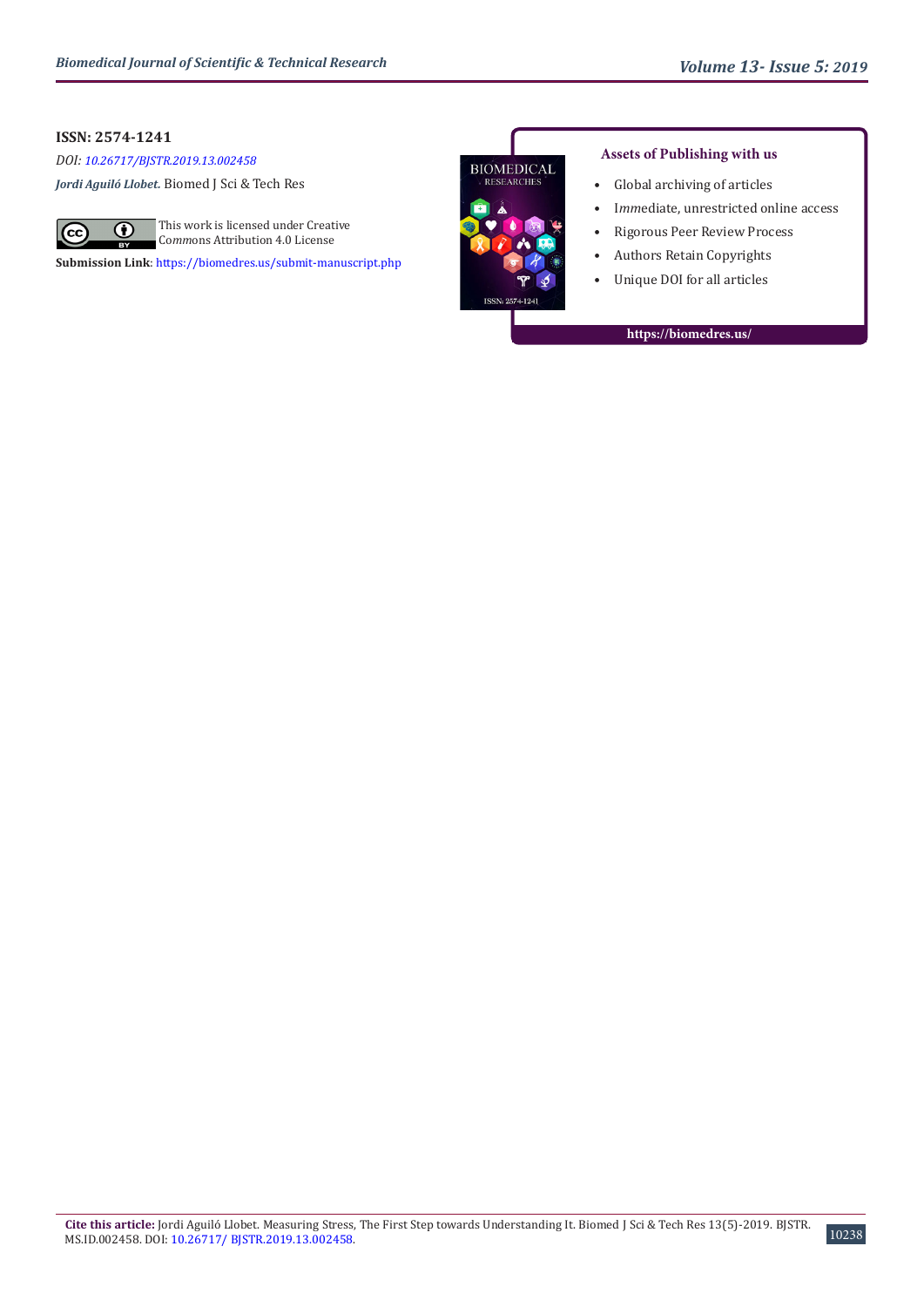**ISSN: 2574-1241**

*DOI: 10.26717/BJSTR.2019.13.002458*

***Jordi Aguiló Llobet.*** Biomed J Sci & Tech Res

This work is licensed under Creative Commons Attribution 4.0 License

**Submission Link**: https://biomedres.us/submit-manuscript.php

### Assets of Publishing with us

- Global archiving of articles
- Immediate, unrestricted online access
- Rigorous Peer Review Process
- Authors Retain Copyrights
- Unique DOI for all articles

**https://biomedres.us/**

**Cite this article:** Jordi Aguiló Llobet. Measuring Stress, The First Step towards Understanding It. Biomed J Sci & Tech Res 13(5)-2019. BJSTR. MS.ID.002458. DOI: 10.26717/ BJSTR.2019.13.002458.